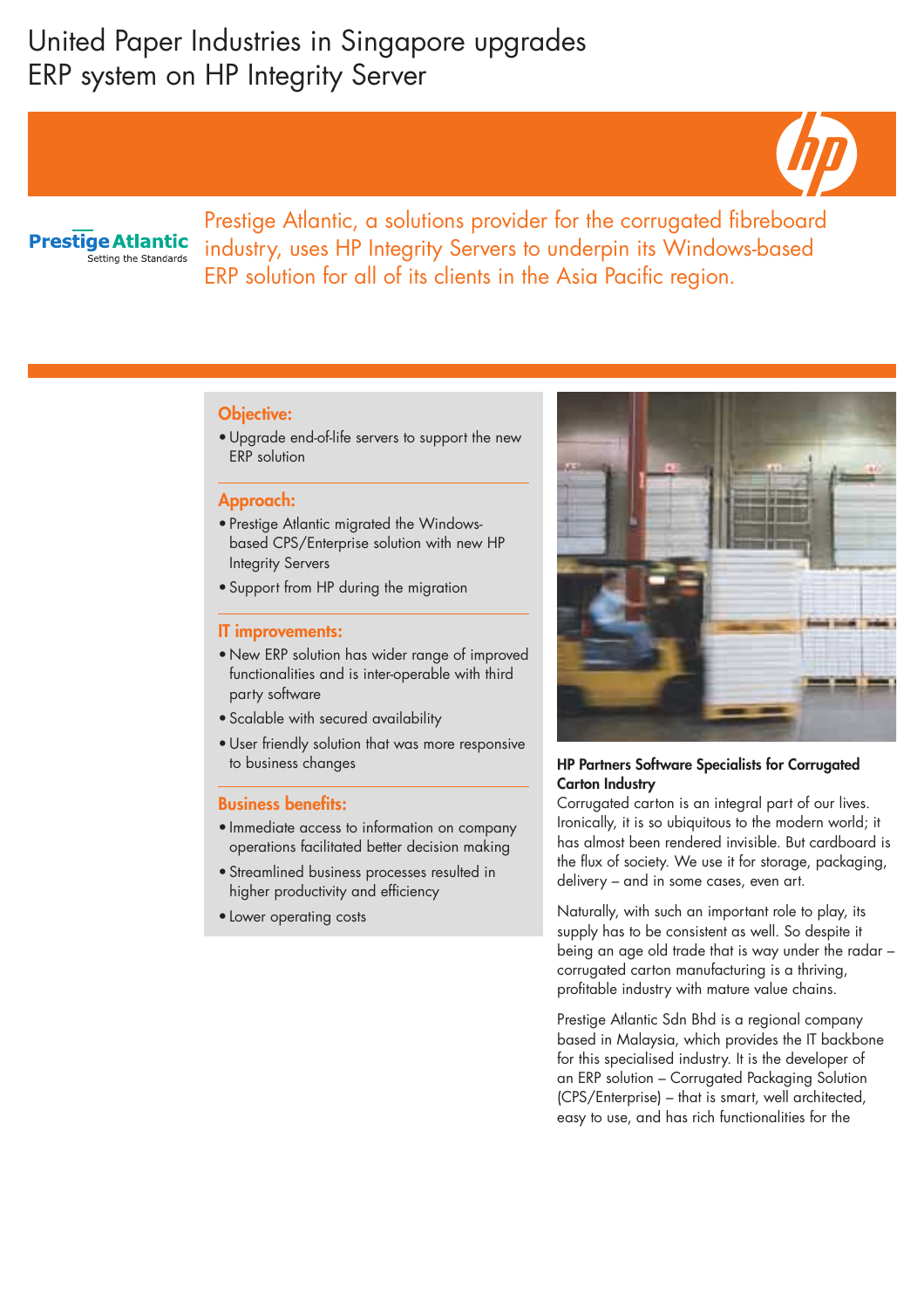# United Paper Industries in Singapore upgrades ERP system on HP Integrity Server

Prestige Atlantic
Setting the Standards

Prestige Atlantic, a solutions provider for the corrugated fibreboard industry, uses HP Integrity Servers to underpin its Windows-based ERP solution for all of its clients in the Asia Pacific region.

### Objective:

- Upgrade end-of-life servers to support the new ERP solution

### Approach:

- Prestige Atlantic migrated the Windows-based CPS/Enterprise solution with new HP Integrity Servers
- Support from HP during the migration

### IT improvements:

- New ERP solution has wider range of improved functionalities and is inter-operable with third party software
- Scalable with secured availability
- User friendly solution that was more responsive to business changes

### Business benefits:

- Immediate access to information on company operations facilitated better decision making
- Streamlined business processes resulted in higher productivity and efficiency
- Lower operating costs

**HP Partners Software Specialists for Corrugated Carton Industry**

Corrugated carton is an integral part of our lives. Ironically, it is so ubiquitous to the modern world; it has almost been rendered invisible. But cardboard is the flux of society. We use it for storage, packaging, delivery – and in some cases, even art.

Naturally, with such an important role to play, its supply has to be consistent as well. So despite it being an age old trade that is way under the radar – corrugated carton manufacturing is a thriving, profitable industry with mature value chains.

Prestige Atlantic Sdn Bhd is a regional company based in Malaysia, which provides the IT backbone for this specialised industry. It is the developer of an ERP solution – Corrugated Packaging Solution (CPS/Enterprise) – that is smart, well architected, easy to use, and has rich functionalities for the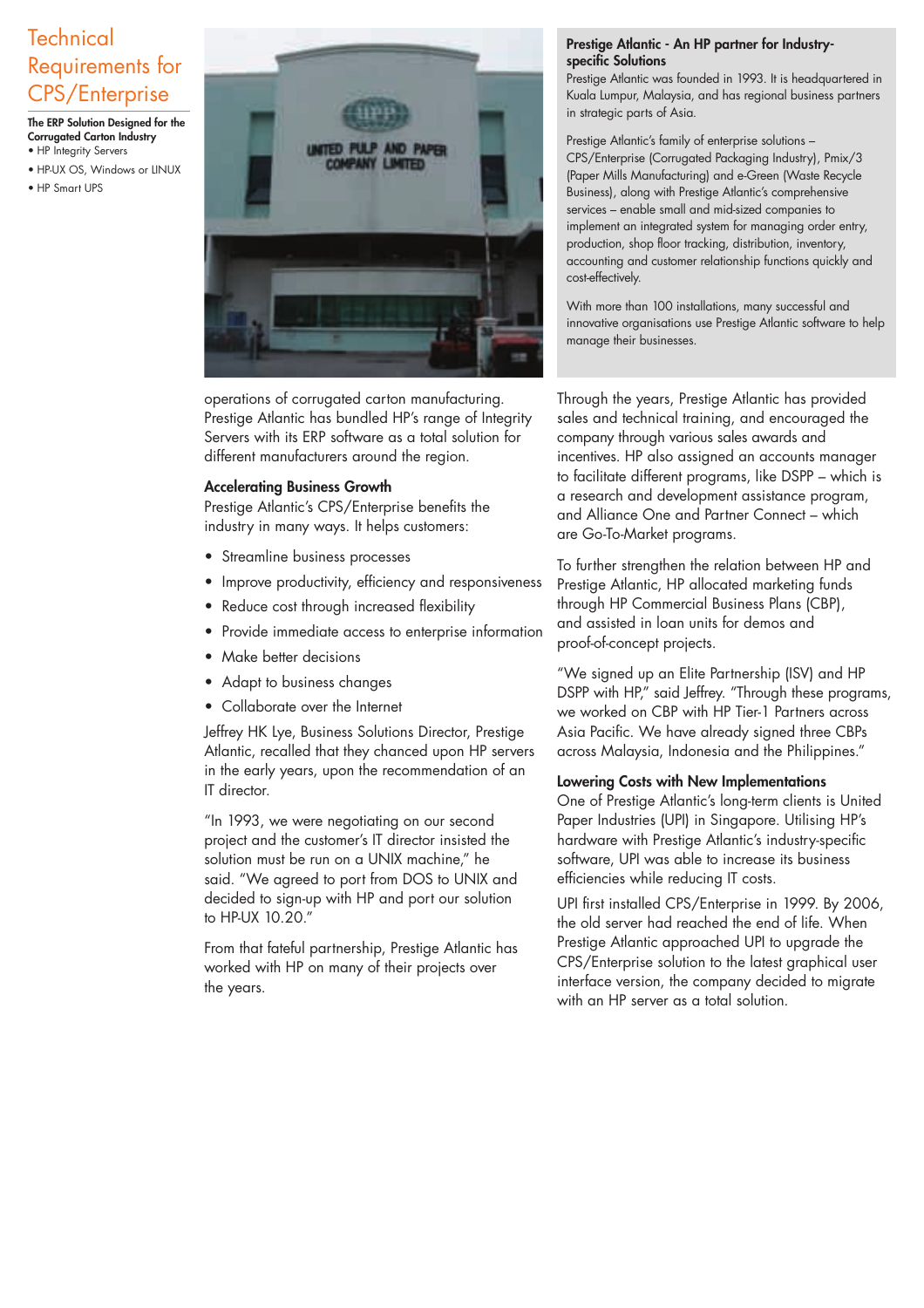# Technical Requirements for CPS/Enterprise

**The ERP Solution Designed for the Corrugated Carton Industry**

- HP Integrity Servers
- HP-UX OS, Windows or LINUX
- HP Smart UPS

operations of corrugated carton manufacturing. Prestige Atlantic has bundled HP's range of Integrity Servers with its ERP software as a total solution for different manufacturers around the region.

## Accelerating Business Growth

Prestige Atlantic's CPS/Enterprise benefits the industry in many ways. It helps customers:

- Streamline business processes
- Improve productivity, efficiency and responsiveness
- Reduce cost through increased flexibility
- Provide immediate access to enterprise information
- Make better decisions
- Adapt to business changes
- Collaborate over the Internet

Jeffrey HK Lye, Business Solutions Director, Prestige Atlantic, recalled that they chanced upon HP servers in the early years, upon the recommendation of an IT director.

"In 1993, we were negotiating on our second project and the customer's IT director insisted the solution must be run on a UNIX machine," he said. "We agreed to port from DOS to UNIX and decided to sign-up with HP and port our solution to HP-UX 10.20."

From that fateful partnership, Prestige Atlantic has worked with HP on many of their projects over the years.

### Prestige Atlantic - An HP partner for Industry-specific Solutions

Prestige Atlantic was founded in 1993. It is headquartered in Kuala Lumpur, Malaysia, and has regional business partners in strategic parts of Asia.

Prestige Atlantic's family of enterprise solutions – CPS/Enterprise (Corrugated Packaging Industry), Pmix/3 (Paper Mills Manufacturing) and e-Green (Waste Recycle Business), along with Prestige Atlantic's comprehensive services – enable small and mid-sized companies to implement an integrated system for managing order entry, production, shop floor tracking, distribution, inventory, accounting and customer relationship functions quickly and cost-effectively.

With more than 100 installations, many successful and innovative organisations use Prestige Atlantic software to help manage their businesses.

Through the years, Prestige Atlantic has provided sales and technical training, and encouraged the company through various sales awards and incentives. HP also assigned an accounts manager to facilitate different programs, like DSPP – which is a research and development assistance program, and Alliance One and Partner Connect – which are Go-To-Market programs.

To further strengthen the relation between HP and Prestige Atlantic, HP allocated marketing funds through HP Commercial Business Plans (CBP), and assisted in loan units for demos and proof-of-concept projects.

"We signed up an Elite Partnership (ISV) and HP DSPP with HP," said Jeffrey. "Through these programs, we worked on CBP with HP Tier-1 Partners across Asia Pacific. We have already signed three CBPs across Malaysia, Indonesia and the Philippines."

## Lowering Costs with New Implementations

One of Prestige Atlantic's long-term clients is United Paper Industries (UPI) in Singapore. Utilising HP's hardware with Prestige Atlantic's industry-specific software, UPI was able to increase its business efficiencies while reducing IT costs.

UPI first installed CPS/Enterprise in 1999. By 2006, the old server had reached the end of life. When Prestige Atlantic approached UPI to upgrade the CPS/Enterprise solution to the latest graphical user interface version, the company decided to migrate with an HP server as a total solution.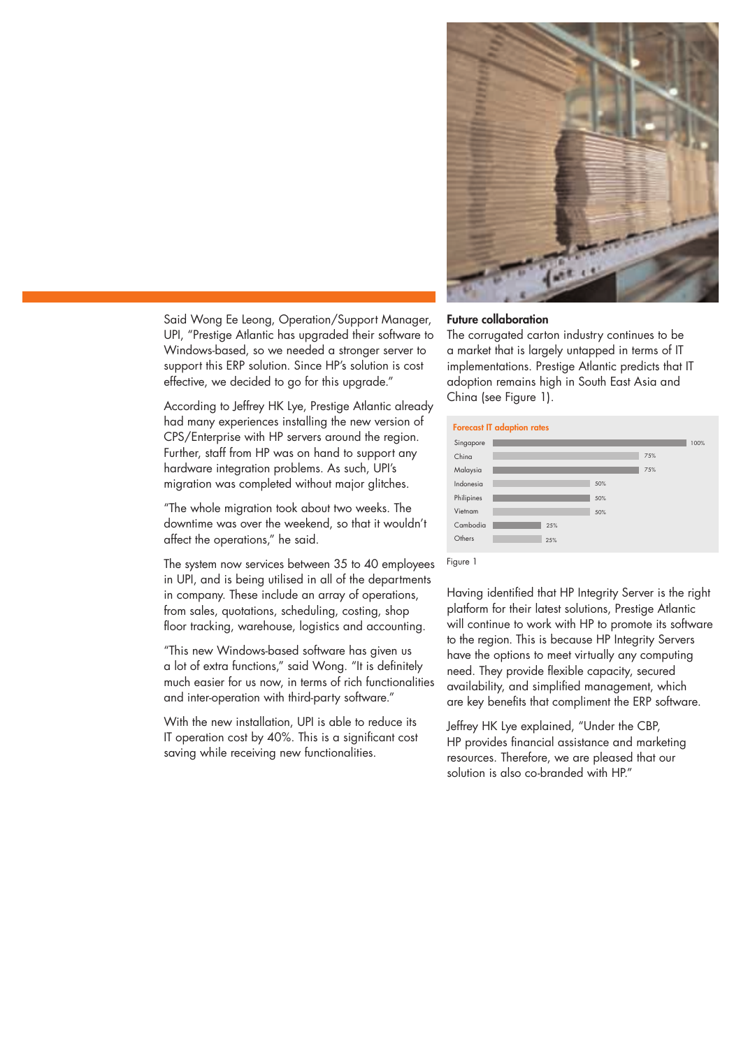Said Wong Ee Leong, Operation/Support Manager, UPI, "Prestige Atlantic has upgraded their software to Windows-based, so we needed a stronger server to support this ERP solution. Since HP's solution is cost effective, we decided to go for this upgrade."

According to Jeffrey HK Lye, Prestige Atlantic already had many experiences installing the new version of CPS/Enterprise with HP servers around the region. Further, staff from HP was on hand to support any hardware integration problems. As such, UPI's migration was completed without major glitches.

"The whole migration took about two weeks. The downtime was over the weekend, so that it wouldn't affect the operations," he said.

The system now services between 35 to 40 employees in UPI, and is being utilised in all of the departments in company. These include an array of operations, from sales, quotations, scheduling, costing, shop floor tracking, warehouse, logistics and accounting.

"This new Windows-based software has given us a lot of extra functions," said Wong. "It is definitely much easier for us now, in terms of rich functionalities and inter-operation with third-party software."

With the new installation, UPI is able to reduce its IT operation cost by 40%. This is a significant cost saving while receiving new functionalities.

**Future collaboration**

The corrugated carton industry continues to be a market that is largely untapped in terms of IT implementations. Prestige Atlantic predicts that IT adoption remains high in South East Asia and China (see Figure 1).

**Forecast IT adaption rates**

| Country | Rate |
|---|---|
| Singapore | 100% |
| China | 75% |
| Malaysia | 75% |
| Indonesia | 50% |
| Philipines | 50% |
| Vietnam | 50% |
| Cambodia | 25% |
| Others | 25% |

Figure 1

Having identified that HP Integrity Server is the right platform for their latest solutions, Prestige Atlantic will continue to work with HP to promote its software to the region. This is because HP Integrity Servers have the options to meet virtually any computing need. They provide flexible capacity, secured availability, and simplified management, which are key benefits that compliment the ERP software.

Jeffrey HK Lye explained, "Under the CBP, HP provides financial assistance and marketing resources. Therefore, we are pleased that our solution is also co-branded with HP."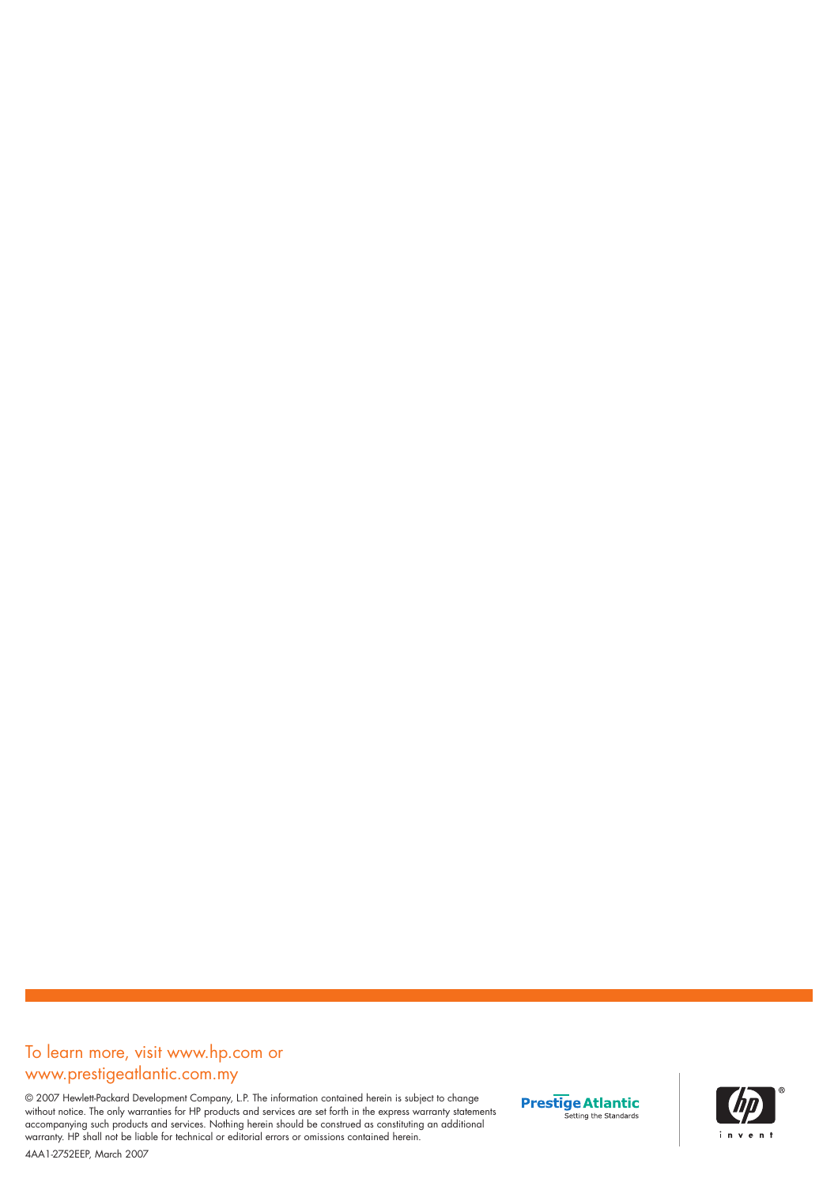To learn more, visit www.hp.com or www.prestigeatlantic.com.my

© 2007 Hewlett-Packard Development Company, L.P. The information contained herein is subject to change without notice. The only warranties for HP products and services are set forth in the express warranty statements accompanying such products and services. Nothing herein should be construed as constituting an additional warranty. HP shall not be liable for technical or editorial errors or omissions contained herein.

4AA1-2752EEP, March 2007

Prestige Atlantic
Setting the Standards

invent